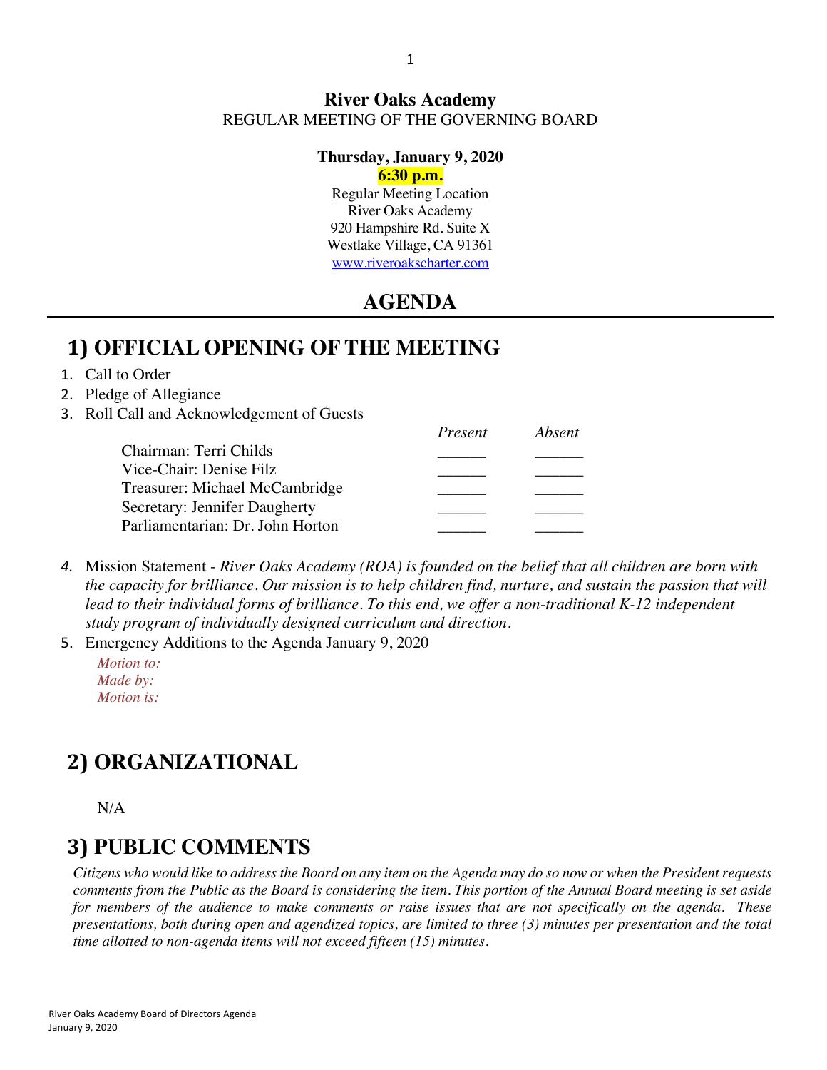**River Oaks Academy**

REGULAR MEETING OF THE GOVERNING BOARD

**Thursday, January 9, 2020**

**6:30 p.m.**

Regular Meeting Location
River Oaks Academy
920 Hampshire Rd. Suite X
Westlake Village, CA 91361
www.riveroakscharter.com

# AGENDA

## 1) OFFICIAL OPENING OF THE MEETING

1. Call to Order
2. Pledge of Allegiance
3. Roll Call and Acknowledgement of Guests

| | *Present* | *Absent* |
|---|---|---|
| Chairman: Terri Childs | ______ | ______ |
| Vice-Chair: Denise Filz | ______ | ______ |
| Treasurer: Michael McCambridge | ______ | ______ |
| Secretary: Jennifer Daugherty | ______ | ______ |
| Parliamentarian: Dr. John Horton | ______ | ______ |

4. Mission Statement - *River Oaks Academy (ROA) is founded on the belief that all children are born with the capacity for brilliance. Our mission is to help children find, nurture, and sustain the passion that will lead to their individual forms of brilliance. To this end, we offer a non-traditional K-12 independent study program of individually designed curriculum and direction.*
5. Emergency Additions to the Agenda January 9, 2020

   *Motion to:*
   *Made by:*
   *Motion is:*

## 2) ORGANIZATIONAL

N/A

## 3) PUBLIC COMMENTS

*Citizens who would like to address the Board on any item on the Agenda may do so now or when the President requests comments from the Public as the Board is considering the item. This portion of the Annual Board meeting is set aside for members of the audience to make comments or raise issues that are not specifically on the agenda. These presentations, both during open and agendized topics, are limited to three (3) minutes per presentation and the total time allotted to non-agenda items will not exceed fifteen (15) minutes.*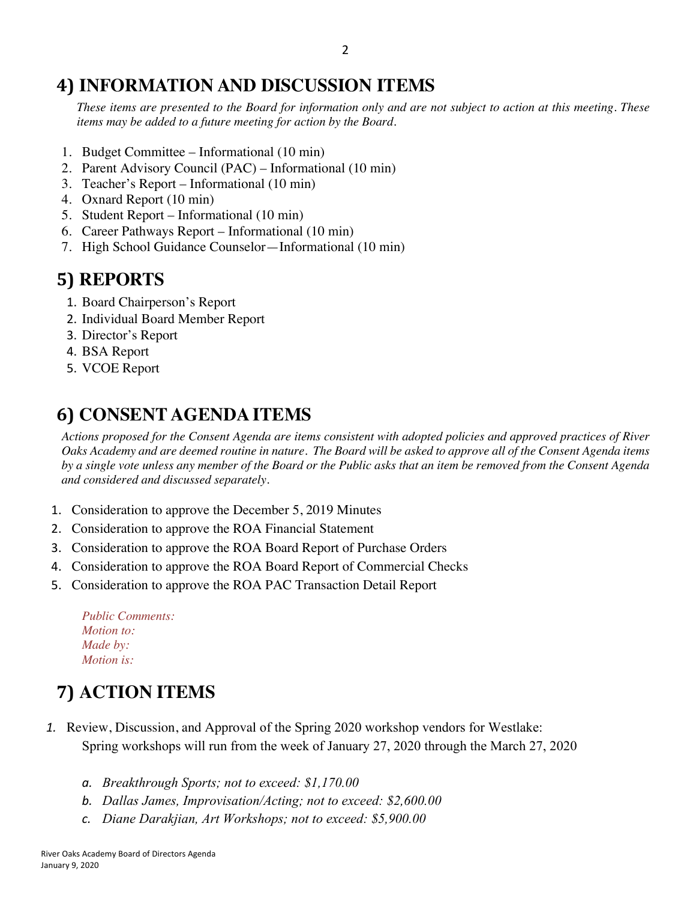## 4) INFORMATION AND DISCUSSION ITEMS

*These items are presented to the Board for information only and are not subject to action at this meeting. These items may be added to a future meeting for action by the Board.*

1. Budget Committee – Informational (10 min)
2. Parent Advisory Council (PAC) – Informational (10 min)
3. Teacher's Report – Informational (10 min)
4. Oxnard Report (10 min)
5. Student Report – Informational (10 min)
6. Career Pathways Report – Informational (10 min)
7. High School Guidance Counselor—Informational (10 min)

## 5) REPORTS

1. Board Chairperson's Report
2. Individual Board Member Report
3. Director's Report
4. BSA Report
5. VCOE Report

## 6) CONSENT AGENDA ITEMS

*Actions proposed for the Consent Agenda are items consistent with adopted policies and approved practices of River Oaks Academy and are deemed routine in nature. The Board will be asked to approve all of the Consent Agenda items by a single vote unless any member of the Board or the Public asks that an item be removed from the Consent Agenda and considered and discussed separately.*

1. Consideration to approve the December 5, 2019 Minutes
2. Consideration to approve the ROA Financial Statement
3. Consideration to approve the ROA Board Report of Purchase Orders
4. Consideration to approve the ROA Board Report of Commercial Checks
5. Consideration to approve the ROA PAC Transaction Detail Report

*Public Comments:*
*Motion to:*
*Made by:*
*Motion is:*

## 7) ACTION ITEMS

1. Review, Discussion, and Approval of the Spring 2020 workshop vendors for Westlake:
   Spring workshops will run from the week of January 27, 2020 through the March 27, 2020

   a. *Breakthrough Sports; not to exceed: $1,170.00*
   b. *Dallas James, Improvisation/Acting; not to exceed: $2,600.00*
   c. *Diane Darakjian, Art Workshops; not to exceed: $5,900.00*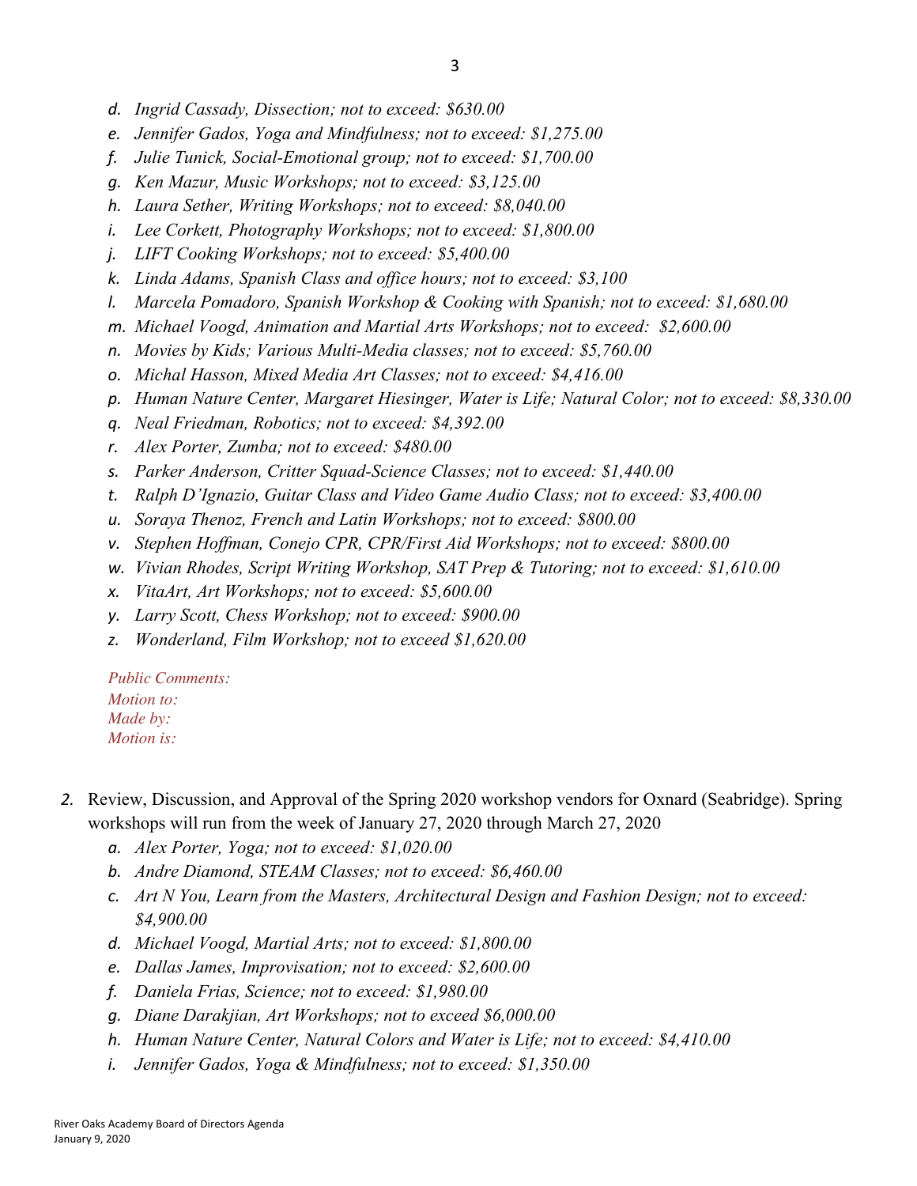- d. *Ingrid Cassady, Dissection; not to exceed: $630.00*
- e. *Jennifer Gados, Yoga and Mindfulness; not to exceed: $1,275.00*
- f. *Julie Tunick, Social-Emotional group; not to exceed: $1,700.00*
- g. *Ken Mazur, Music Workshops; not to exceed: $3,125.00*
- h. *Laura Sether, Writing Workshops; not to exceed: $8,040.00*
- i. *Lee Corkett, Photography Workshops; not to exceed: $1,800.00*
- j. *LIFT Cooking Workshops; not to exceed: $5,400.00*
- k. *Linda Adams, Spanish Class and office hours; not to exceed: $3,100*
- l. *Marcela Pomadoro, Spanish Workshop & Cooking with Spanish; not to exceed: $1,680.00*
- m. *Michael Voogd, Animation and Martial Arts Workshops; not to exceed:  $2,600.00*
- n. *Movies by Kids; Various Multi-Media classes; not to exceed: $5,760.00*
- o. *Michal Hasson, Mixed Media Art Classes; not to exceed: $4,416.00*
- p. *Human Nature Center, Margaret Hiesinger, Water is Life; Natural Color; not to exceed: $8,330.00*
- q. *Neal Friedman, Robotics; not to exceed: $4,392.00*
- r. *Alex Porter, Zumba; not to exceed: $480.00*
- s. *Parker Anderson, Critter Squad-Science Classes; not to exceed: $1,440.00*
- t. *Ralph D'Ignazio, Guitar Class and Video Game Audio Class; not to exceed: $3,400.00*
- u. *Soraya Thenoz, French and Latin Workshops; not to exceed: $800.00*
- v. *Stephen Hoffman, Conejo CPR, CPR/First Aid Workshops; not to exceed: $800.00*
- w. *Vivian Rhodes, Script Writing Workshop, SAT Prep & Tutoring; not to exceed: $1,610.00*
- x. *VitaArt, Art Workshops; not to exceed: $5,600.00*
- y. *Larry Scott, Chess Workshop; not to exceed: $900.00*
- z. *Wonderland, Film Workshop; not to exceed $1,620.00*

*Public Comments:*
*Motion to:*
*Made by:*
*Motion is:*

2. Review, Discussion, and Approval of the Spring 2020 workshop vendors for Oxnard (Seabridge). Spring workshops will run from the week of January 27, 2020 through March 27, 2020
   - a. *Alex Porter, Yoga; not to exceed: $1,020.00*
   - b. *Andre Diamond, STEAM Classes; not to exceed: $6,460.00*
   - c. *Art N You, Learn from the Masters, Architectural Design and Fashion Design; not to exceed: $4,900.00*
   - d. *Michael Voogd, Martial Arts; not to exceed: $1,800.00*
   - e. *Dallas James, Improvisation; not to exceed: $2,600.00*
   - f. *Daniela Frias, Science; not to exceed: $1,980.00*
   - g. *Diane Darakjian, Art Workshops; not to exceed $6,000.00*
   - h. *Human Nature Center, Natural Colors and Water is Life; not to exceed: $4,410.00*
   - i. *Jennifer Gados, Yoga & Mindfulness; not to exceed: $1,350.00*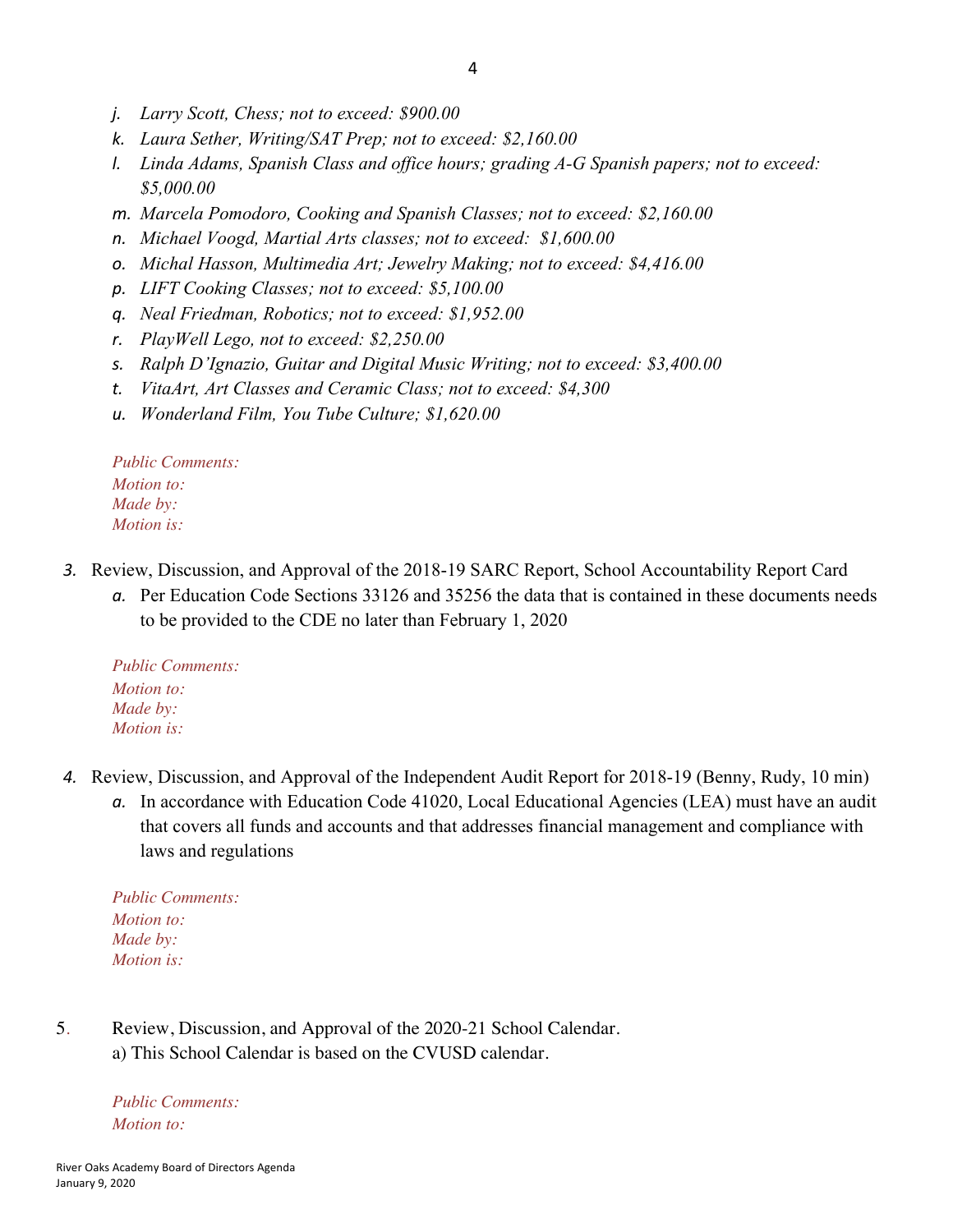j. *Larry Scott, Chess; not to exceed: $900.00*
k. *Laura Sether, Writing/SAT Prep; not to exceed: $2,160.00*
l. *Linda Adams, Spanish Class and office hours; grading A-G Spanish papers; not to exceed: $5,000.00*
m. *Marcela Pomodoro, Cooking and Spanish Classes; not to exceed: $2,160.00*
n. *Michael Voogd, Martial Arts classes; not to exceed: $1,600.00*
o. *Michal Hasson, Multimedia Art; Jewelry Making; not to exceed: $4,416.00*
p. *LIFT Cooking Classes; not to exceed: $5,100.00*
q. *Neal Friedman, Robotics; not to exceed: $1,952.00*
r. *PlayWell Lego, not to exceed: $2,250.00*
s. *Ralph D'Ignazio, Guitar and Digital Music Writing; not to exceed: $3,400.00*
t. *VitaArt, Art Classes and Ceramic Class; not to exceed: $4,300*
u. *Wonderland Film, You Tube Culture; $1,620.00*

*Public Comments:*
*Motion to:*
*Made by:*
*Motion is:*

3. Review, Discussion, and Approval of the 2018-19 SARC Report, School Accountability Report Card
   a. Per Education Code Sections 33126 and 35256 the data that is contained in these documents needs to be provided to the CDE no later than February 1, 2020

*Public Comments:*
*Motion to:*
*Made by:*
*Motion is:*

4. Review, Discussion, and Approval of the Independent Audit Report for 2018-19 (Benny, Rudy, 10 min)
   a. In accordance with Education Code 41020, Local Educational Agencies (LEA) must have an audit that covers all funds and accounts and that addresses financial management and compliance with laws and regulations

*Public Comments:*
*Motion to:*
*Made by:*
*Motion is:*

5. Review, Discussion, and Approval of the 2020-21 School Calendar.
   a) This School Calendar is based on the CVUSD calendar.

*Public Comments:*
*Motion to:*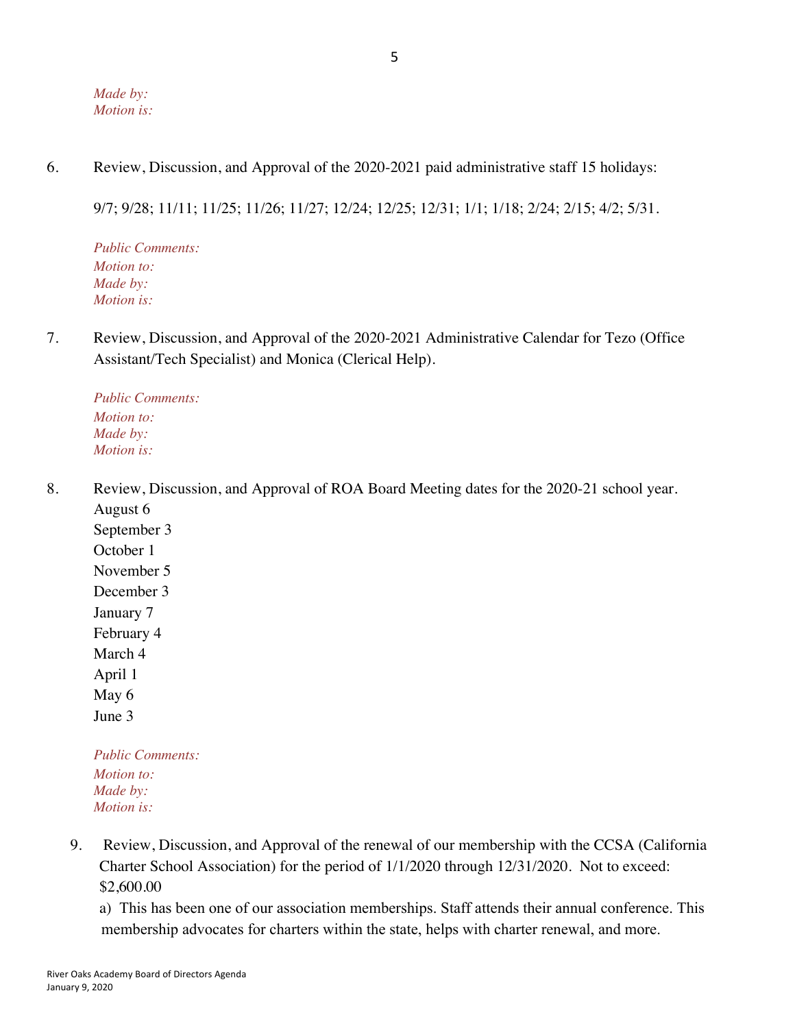*Made by:*
*Motion is:*

6. Review, Discussion, and Approval of the 2020-2021 paid administrative staff 15 holidays:

   9/7; 9/28; 11/11; 11/25; 11/26; 11/27; 12/24; 12/25; 12/31; 1/1; 1/18; 2/24; 2/15; 4/2; 5/31.

   *Public Comments:*
   *Motion to:*
   *Made by:*
   *Motion is:*

7. Review, Discussion, and Approval of the 2020-2021 Administrative Calendar for Tezo (Office Assistant/Tech Specialist) and Monica (Clerical Help).

   *Public Comments:*
   *Motion to:*
   *Made by:*
   *Motion is:*

8. Review, Discussion, and Approval of ROA Board Meeting dates for the 2020-21 school year.
   August 6
   September 3
   October 1
   November 5
   December 3
   January 7
   February 4
   March 4
   April 1
   May 6
   June 3

   *Public Comments:*
   *Motion to:*
   *Made by:*
   *Motion is:*

9. Review, Discussion, and Approval of the renewal of our membership with the CCSA (California Charter School Association) for the period of 1/1/2020 through 12/31/2020. Not to exceed: $2,600.00
   a) This has been one of our association memberships. Staff attends their annual conference. This membership advocates for charters within the state, helps with charter renewal, and more.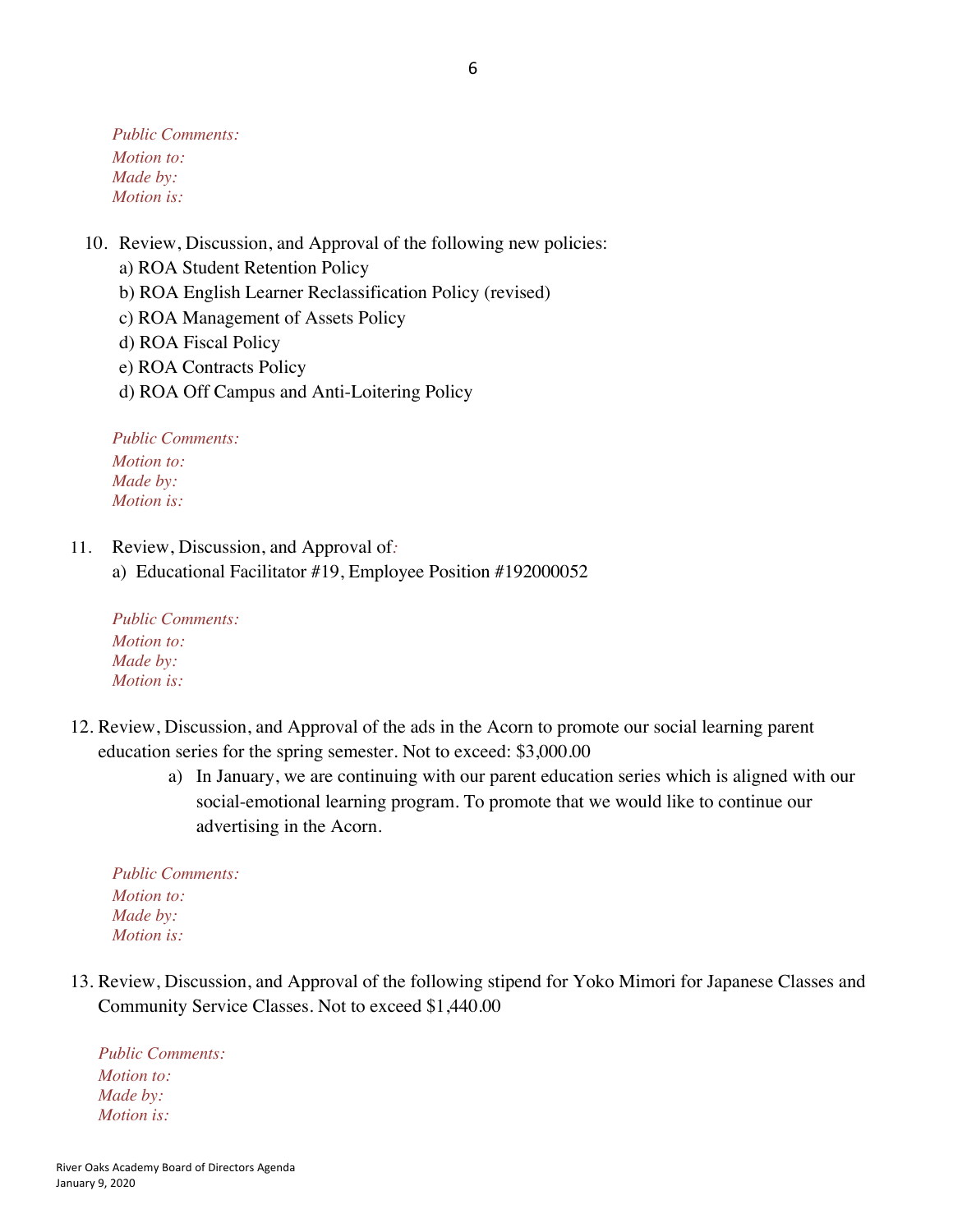*Public Comments:*
*Motion to:*
*Made by:*
*Motion is:*

10. Review, Discussion, and Approval of the following new policies:
    a) ROA Student Retention Policy
    b) ROA English Learner Reclassification Policy (revised)
    c) ROA Management of Assets Policy
    d) ROA Fiscal Policy
    e) ROA Contracts Policy
    d) ROA Off Campus and Anti-Loitering Policy

*Public Comments:*
*Motion to:*
*Made by:*
*Motion is:*

11. Review, Discussion, and Approval of*:*
    a) Educational Facilitator #19, Employee Position #192000052

*Public Comments:*
*Motion to:*
*Made by:*
*Motion is:*

12. Review, Discussion, and Approval of the ads in the Acorn to promote our social learning parent education series for the spring semester. Not to exceed: $3,000.00
    a) In January, we are continuing with our parent education series which is aligned with our social-emotional learning program. To promote that we would like to continue our advertising in the Acorn.

*Public Comments:*
*Motion to:*
*Made by:*
*Motion is:*

13. Review, Discussion, and Approval of the following stipend for Yoko Mimori for Japanese Classes and Community Service Classes. Not to exceed $1,440.00

*Public Comments:*
*Motion to:*
*Made by:*
*Motion is:*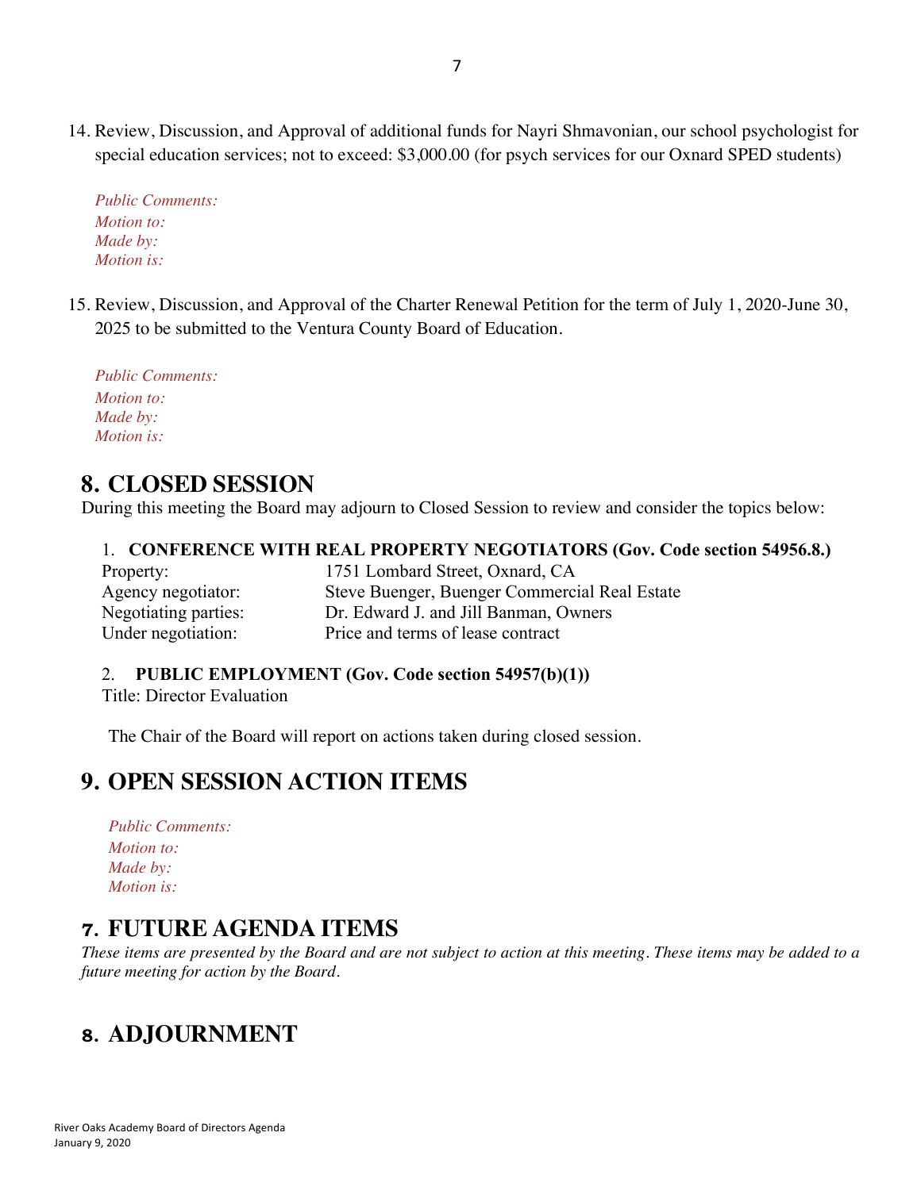14. Review, Discussion, and Approval of additional funds for Nayri Shmavonian, our school psychologist for special education services; not to exceed: $3,000.00 (for psych services for our Oxnard SPED students)

    *Public Comments:*
    *Motion to:*
    *Made by:*
    *Motion is:*

15. Review, Discussion, and Approval of the Charter Renewal Petition for the term of July 1, 2020-June 30, 2025 to be submitted to the Ventura County Board of Education.

    *Public Comments:*
    *Motion to:*
    *Made by:*
    *Motion is:*

## 8. CLOSED SESSION

During this meeting the Board may adjourn to Closed Session to review and consider the topics below:

1. **CONFERENCE WITH REAL PROPERTY NEGOTIATORS (Gov. Code section 54956.8.)**

| | |
|---|---|
| Property: | 1751 Lombard Street, Oxnard, CA |
| Agency negotiator: | Steve Buenger, Buenger Commercial Real Estate |
| Negotiating parties: | Dr. Edward J. and Jill Banman, Owners |
| Under negotiation: | Price and terms of lease contract |

2. **PUBLIC EMPLOYMENT (Gov. Code section 54957(b)(1))**

   Title: Director Evaluation

The Chair of the Board will report on actions taken during closed session.

## 9. OPEN SESSION ACTION ITEMS

*Public Comments:*
*Motion to:*
*Made by:*
*Motion is:*

## 7. FUTURE AGENDA ITEMS

*These items are presented by the Board and are not subject to action at this meeting. These items may be added to a future meeting for action by the Board.*

## 8. ADJOURNMENT